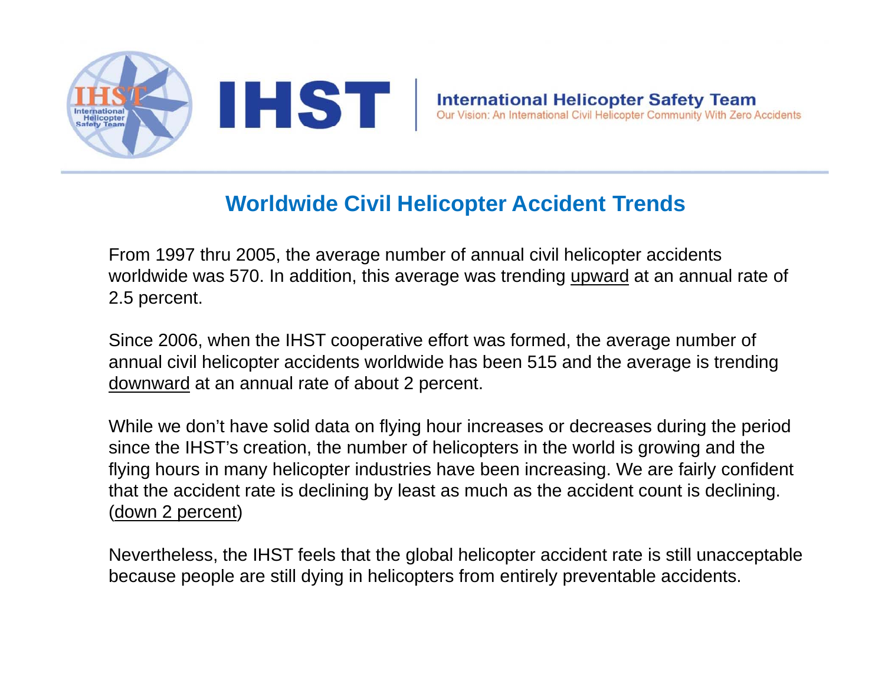# International Helicopter Safety Team

Our Vision: An International Civil Helicopter Community With Zero Accidents

## Worldwide Civil Helicopter Accident Trends

From 1997 thru 2005, the average number of annual civil helicopter accidents worldwide was 570. In addition, this average was trending upward at an annual rate of 2.5 percent.

Since 2006, when the IHST cooperative effort was formed, the average number of annual civil helicopter accidents worldwide has been 515 and the average is trending downward at an annual rate of about 2 percent.

While we don't have solid data on flying hour increases or decreases during the period since the IHST's creation, the number of helicopters in the world is growing and the flying hours in many helicopter industries have been increasing. We are fairly confident that the accident rate is declining by least as much as the accident count is declining. (down 2 percent)

Nevertheless, the IHST feels that the global helicopter accident rate is still unacceptable because people are still dying in helicopters from entirely preventable accidents.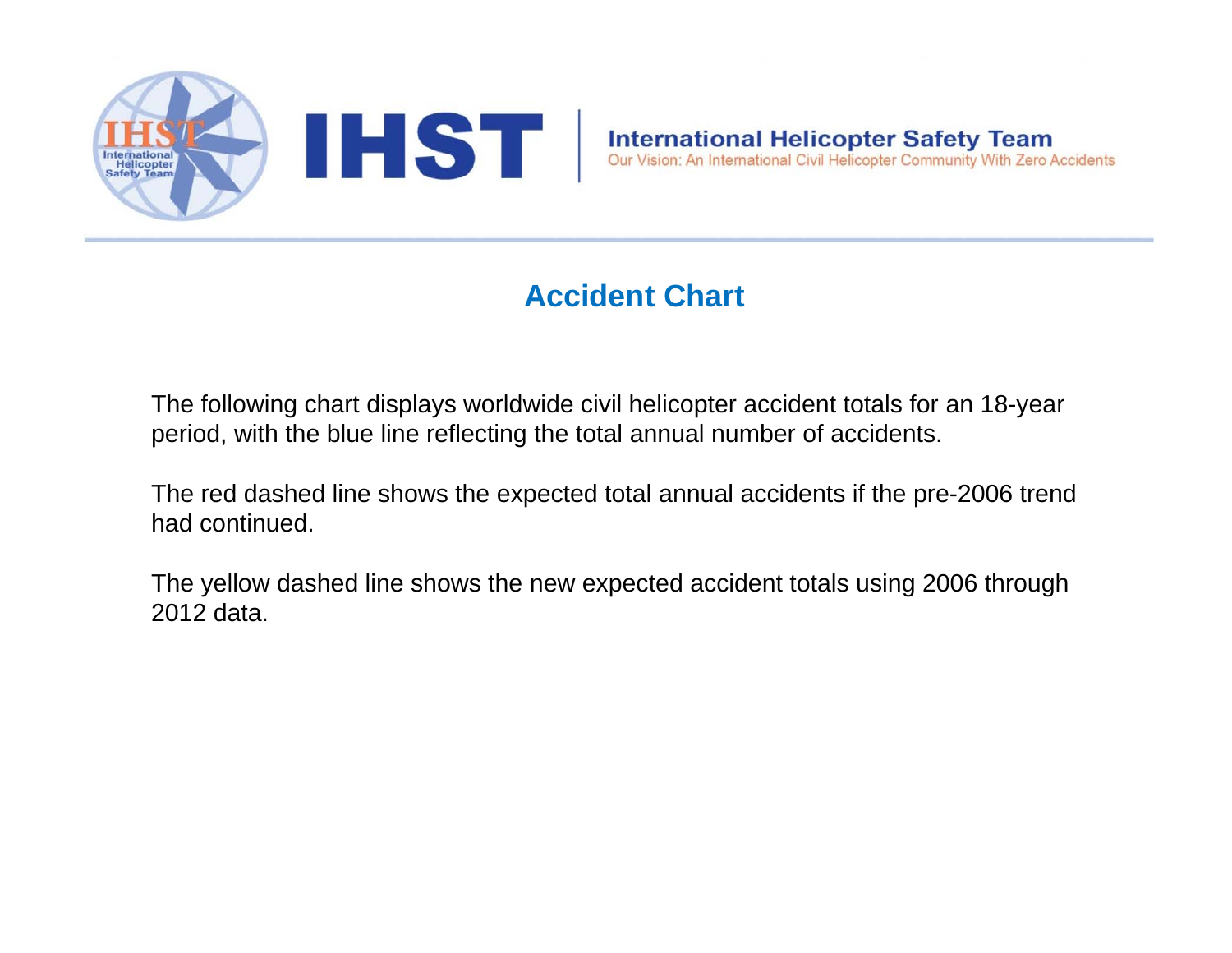# Accident Chart

The following chart displays worldwide civil helicopter accident totals for an 18-year period, with the blue line reflecting the total annual number of accidents.

The red dashed line shows the expected total annual accidents if the pre-2006 trend had continued.

The yellow dashed line shows the new expected accident totals using 2006 through 2012 data.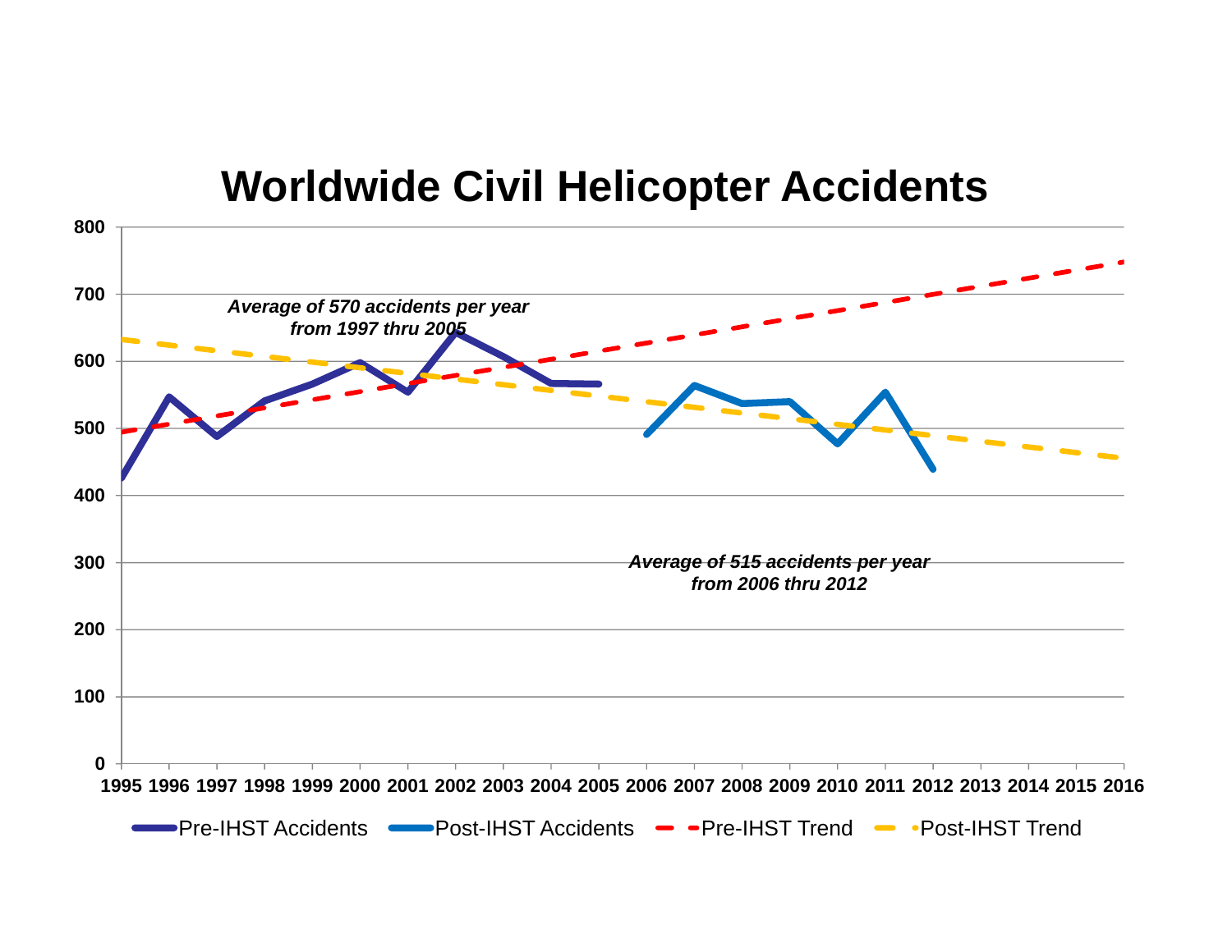# Worldwide Civil Helicopter Accidents

*Average of 570 accidents per year from 1997 thru 2005*

*Average of 515 accidents per year from 2006 thru 2012*

Y-axis: 0, 100, 200, 300, 400, 500, 600, 700, 800

X-axis: 1995, 1996, 1997, 1998, 1999, 2000, 2001, 2002, 2003, 2004, 2005, 2006, 2007, 2008, 2009, 2010, 2011, 2012, 2013, 2014, 2015, 2016

Legend: Pre-IHST Accidents, Post-IHST Accidents, Pre-IHST Trend, Post-IHST Trend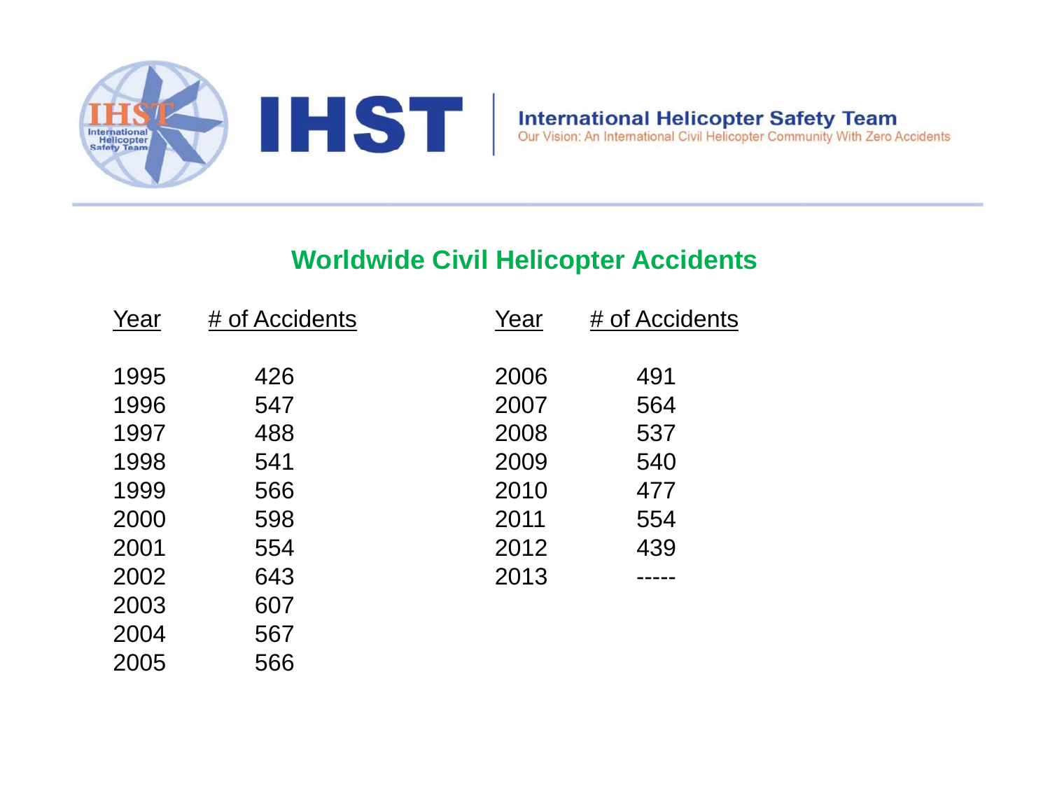IHST

**International Helicopter Safety Team**

Our Vision: An International Civil Helicopter Community With Zero Accidents

## Worldwide Civil Helicopter Accidents

| Year | # of Accidents | Year | # of Accidents |
|---|---|---|---|
| 1995 | 426 | 2006 | 491 |
| 1996 | 547 | 2007 | 564 |
| 1997 | 488 | 2008 | 537 |
| 1998 | 541 | 2009 | 540 |
| 1999 | 566 | 2010 | 477 |
| 2000 | 598 | 2011 | 554 |
| 2001 | 554 | 2012 | 439 |
| 2002 | 643 | 2013 | ----- |
| 2003 | 607 | | |
| 2004 | 567 | | |
| 2005 | 566 | | |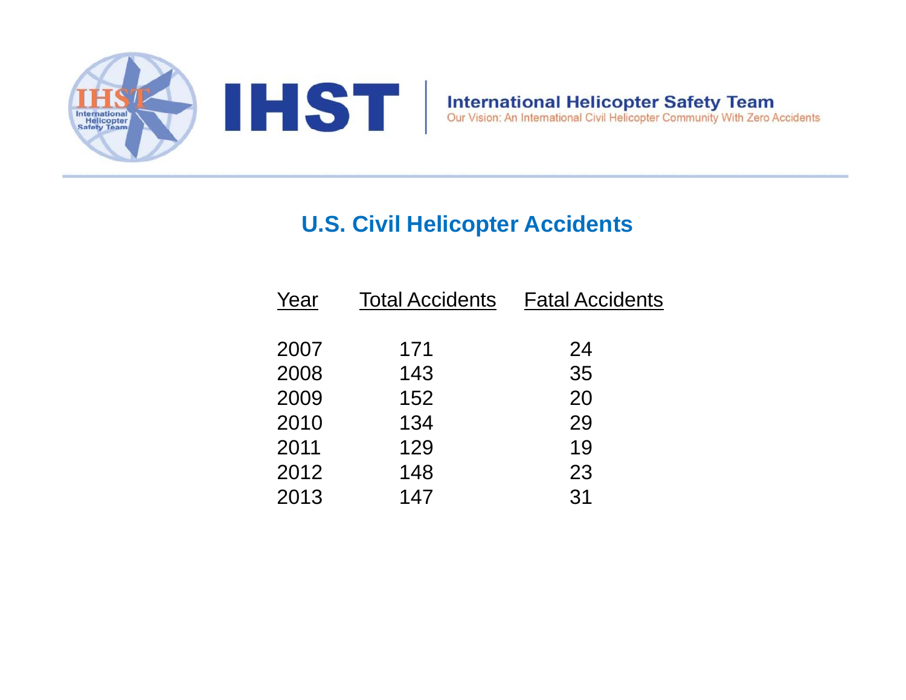**IHST** | **International Helicopter Safety Team**
Our Vision: An International Civil Helicopter Community With Zero Accidents

## U.S. Civil Helicopter Accidents

| Year | Total Accidents | Fatal Accidents |
|---|---|---|
| 2007 | 171 | 24 |
| 2008 | 143 | 35 |
| 2009 | 152 | 20 |
| 2010 | 134 | 29 |
| 2011 | 129 | 19 |
| 2012 | 148 | 23 |
| 2013 | 147 | 31 |